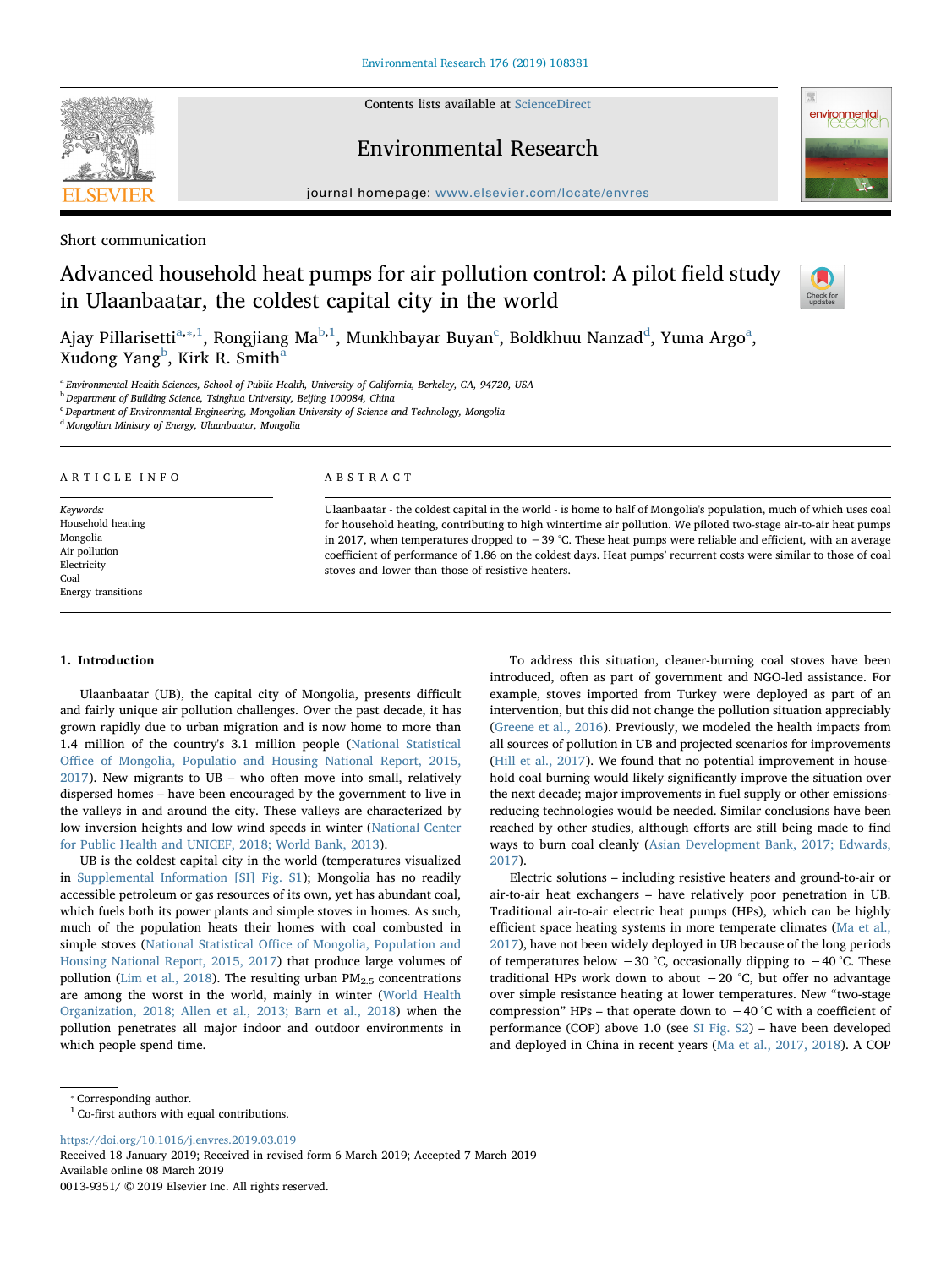Short communication

# Advanced household heat pumps for air pollution control: A pilot field study in Ulaanbaatar, the coldest capital city in the world

Ajay Pillarisetti[a,*,1], Rongjiang Ma[b,1], Munkhbayar Buyan[c], Boldkhuu Nanzad[d], Yuma Argo[a], Xudong Yang[b], Kirk R. Smith[a]

[a] Environmental Health Sciences, School of Public Health, University of California, Berkeley, CA, 94720, USA
[b] Department of Building Science, Tsinghua University, Beijing 100084, China
[c] Department of Environmental Engineering, Mongolian University of Science and Technology, Mongolia
[d] Mongolian Ministry of Energy, Ulaanbaatar, Mongolia

## ARTICLE INFO

*Keywords:*
Household heating
Mongolia
Air pollution
Electricity
Coal
Energy transitions

## ABSTRACT

Ulaanbaatar - the coldest capital in the world - is home to half of Mongolia's population, much of which uses coal for household heating, contributing to high wintertime air pollution. We piloted two-stage air-to-air heat pumps in 2017, when temperatures dropped to −39 °C. These heat pumps were reliable and efficient, with an average coefficient of performance of 1.86 on the coldest days. Heat pumps' recurrent costs were similar to those of coal stoves and lower than those of resistive heaters.

## 1. Introduction

Ulaanbaatar (UB), the capital city of Mongolia, presents difficult and fairly unique air pollution challenges. Over the past decade, it has grown rapidly due to urban migration and is now home to more than 1.4 million of the country's 3.1 million people (National Statistical Office of Mongolia, Populatio and Housing National Report, 2015, 2017). New migrants to UB – who often move into small, relatively dispersed homes – have been encouraged by the government to live in the valleys in and around the city. These valleys are characterized by low inversion heights and low wind speeds in winter (National Center for Public Health and UNICEF, 2018; World Bank, 2013).

UB is the coldest capital city in the world (temperatures visualized in Supplemental Information [SI] Fig. S1); Mongolia has no readily accessible petroleum or gas resources of its own, yet has abundant coal, which fuels both its power plants and simple stoves in homes. As such, much of the population heats their homes with coal combusted in simple stoves (National Statistical Office of Mongolia, Population and Housing National Report, 2015, 2017) that produce large volumes of pollution (Lim et al., 2018). The resulting urban $PM_{2.5}$ concentrations are among the worst in the world, mainly in winter (World Health Organization, 2018; Allen et al., 2013; Barn et al., 2018) when the pollution penetrates all major indoor and outdoor environments in which people spend time.

To address this situation, cleaner-burning coal stoves have been introduced, often as part of government and NGO-led assistance. For example, stoves imported from Turkey were deployed as part of an intervention, but this did not change the pollution situation appreciably (Greene et al., 2016). Previously, we modeled the health impacts from all sources of pollution in UB and projected scenarios for improvements (Hill et al., 2017). We found that no potential improvement in household coal burning would likely significantly improve the situation over the next decade; major improvements in fuel supply or other emissions-reducing technologies would be needed. Similar conclusions have been reached by other studies, although efforts are still being made to find ways to burn coal cleanly (Asian Development Bank, 2017; Edwards, 2017).

Electric solutions – including resistive heaters and ground-to-air or air-to-air heat exchangers – have relatively poor penetration in UB. Traditional air-to-air electric heat pumps (HPs), which can be highly efficient space heating systems in more temperate climates (Ma et al., 2017), have not been widely deployed in UB because of the long periods of temperatures below −30 °C, occasionally dipping to −40 °C. These traditional HPs work down to about −20 °C, but offer no advantage over simple resistance heating at lower temperatures. New "two-stage compression" HPs – that operate down to −40 °C with a coefficient of performance (COP) above 1.0 (see SI Fig. S2) – have been developed and deployed in China in recent years (Ma et al., 2017, 2018). A COP

* Corresponding author.
[1] Co-first authors with equal contributions.

https://doi.org/10.1016/j.envres.2019.03.019
Received 18 January 2019; Received in revised form 6 March 2019; Accepted 7 March 2019
Available online 08 March 2019
0013-9351/ © 2019 Elsevier Inc. All rights reserved.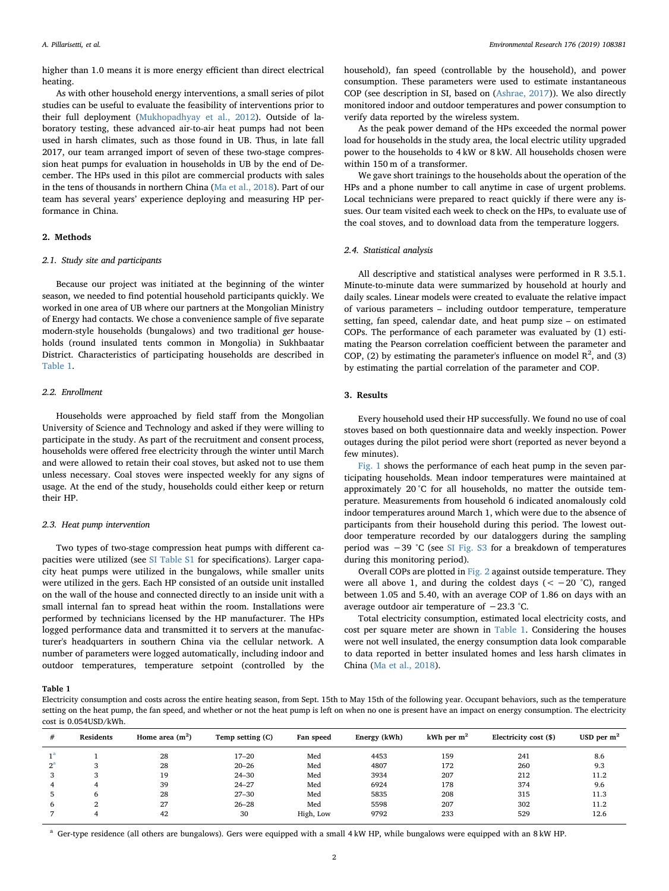higher than 1.0 means it is more energy efficient than direct electrical heating.

As with other household energy interventions, a small series of pilot studies can be useful to evaluate the feasibility of interventions prior to their full deployment (Mukhopadhyay et al., 2012). Outside of laboratory testing, these advanced air-to-air heat pumps had not been used in harsh climates, such as those found in UB. Thus, in late fall 2017, our team arranged import of seven of these two-stage compression heat pumps for evaluation in households in UB by the end of December. The HPs used in this pilot are commercial products with sales in the tens of thousands in northern China (Ma et al., 2018). Part of our team has several years' experience deploying and measuring HP performance in China.

## 2. Methods

### 2.1. Study site and participants

Because our project was initiated at the beginning of the winter season, we needed to find potential household participants quickly. We worked in one area of UB where our partners at the Mongolian Ministry of Energy had contacts. We chose a convenience sample of five separate modern-style households (bungalows) and two traditional *ger* households (round insulated tents common in Mongolia) in Sukhbaatar District. Characteristics of participating households are described in Table 1.

### 2.2. Enrollment

Households were approached by field staff from the Mongolian University of Science and Technology and asked if they were willing to participate in the study. As part of the recruitment and consent process, households were offered free electricity through the winter until March and were allowed to retain their coal stoves, but asked not to use them unless necessary. Coal stoves were inspected weekly for any signs of usage. At the end of the study, households could either keep or return their HP.

### 2.3. Heat pump intervention

Two types of two-stage compression heat pumps with different capacities were utilized (see SI Table S1 for specifications). Larger capacity heat pumps were utilized in the bungalows, while smaller units were utilized in the gers. Each HP consisted of an outside unit installed on the wall of the house and connected directly to an inside unit with a small internal fan to spread heat within the room. Installations were performed by technicians licensed by the HP manufacturer. The HPs logged performance data and transmitted it to servers at the manufacturer's headquarters in southern China via the cellular network. A number of parameters were logged automatically, including indoor and outdoor temperatures, temperature setpoint (controlled by the household), fan speed (controllable by the household), and power consumption. These parameters were used to estimate instantaneous COP (see description in SI, based on (Ashrae, 2017)). We also directly monitored indoor and outdoor temperatures and power consumption to verify data reported by the wireless system.

As the peak power demand of the HPs exceeded the normal power load for households in the study area, the local electric utility upgraded power to the households to 4 kW or 8 kW. All households chosen were within 150 m of a transformer.

We gave short trainings to the households about the operation of the HPs and a phone number to call anytime in case of urgent problems. Local technicians were prepared to react quickly if there were any issues. Our team visited each week to check on the HPs, to evaluate use of the coal stoves, and to download data from the temperature loggers.

### 2.4. Statistical analysis

All descriptive and statistical analyses were performed in R 3.5.1. Minute-to-minute data were summarized by household at hourly and daily scales. Linear models were created to evaluate the relative impact of various parameters – including outdoor temperature, temperature setting, fan speed, calendar date, and heat pump size – on estimated COPs. The performance of each parameter was evaluated by (1) estimating the Pearson correlation coefficient between the parameter and COP, (2) by estimating the parameter's influence on model $R^2$, and (3) by estimating the partial correlation of the parameter and COP.

## 3. Results

Every household used their HP successfully. We found no use of coal stoves based on both questionnaire data and weekly inspection. Power outages during the pilot period were short (reported as never beyond a few minutes).

Fig. 1 shows the performance of each heat pump in the seven participating households. Mean indoor temperatures were maintained at approximately 20 °C for all households, no matter the outside temperature. Measurements from household 6 indicated anomalously cold indoor temperatures around March 1, which were due to the absence of participants from their household during this period. The lowest outdoor temperature recorded by our dataloggers during the sampling period was −39 °C (see SI Fig. S3 for a breakdown of temperatures during this monitoring period).

Overall COPs are plotted in Fig. 2 against outside temperature. They were all above 1, and during the coldest days (< −20 °C), ranged between 1.05 and 5.40, with an average COP of 1.86 on days with an average outdoor air temperature of −23.3 °C.

Total electricity consumption, estimated local electricity costs, and cost per square meter are shown in Table 1. Considering the houses were not well insulated, the energy consumption data look comparable to data reported in better insulated homes and less harsh climates in China (Ma et al., 2018).

**Table 1**
Electricity consumption and costs across the entire heating season, from Sept. 15th to May 15th of the following year. Occupant behaviors, such as the temperature setting on the heat pump, the fan speed, and whether or not the heat pump is left on when no one is present have an impact on energy consumption. The electricity cost is 0.054USD/kWh.

| # | Residents | Home area ($m^2$) | Temp setting (C) | Fan speed | Energy (kWh) | kWh per $m^2$ | Electricity cost ($) | USD per $m^2$ |
|---|---|---|---|---|---|---|---|---|
| 1[a] | 1 | 28 | 17–20 | Med | 4453 | 159 | 241 | 8.6 |
| 2[a] | 3 | 28 | 20–26 | Med | 4807 | 172 | 260 | 9.3 |
| 3 | 3 | 19 | 24–30 | Med | 3934 | 207 | 212 | 11.2 |
| 4 | 4 | 39 | 24–27 | Med | 6924 | 178 | 374 | 9.6 |
| 5 | 6 | 28 | 27–30 | Med | 5835 | 208 | 315 | 11.3 |
| 6 | 2 | 27 | 26–28 | Med | 5598 | 207 | 302 | 11.2 |
| 7 | 4 | 42 | 30 | High, Low | 9792 | 233 | 529 | 12.6 |

[a] Ger-type residence (all others are bungalows). Gers were equipped with a small 4 kW HP, while bungalows were equipped with an 8 kW HP.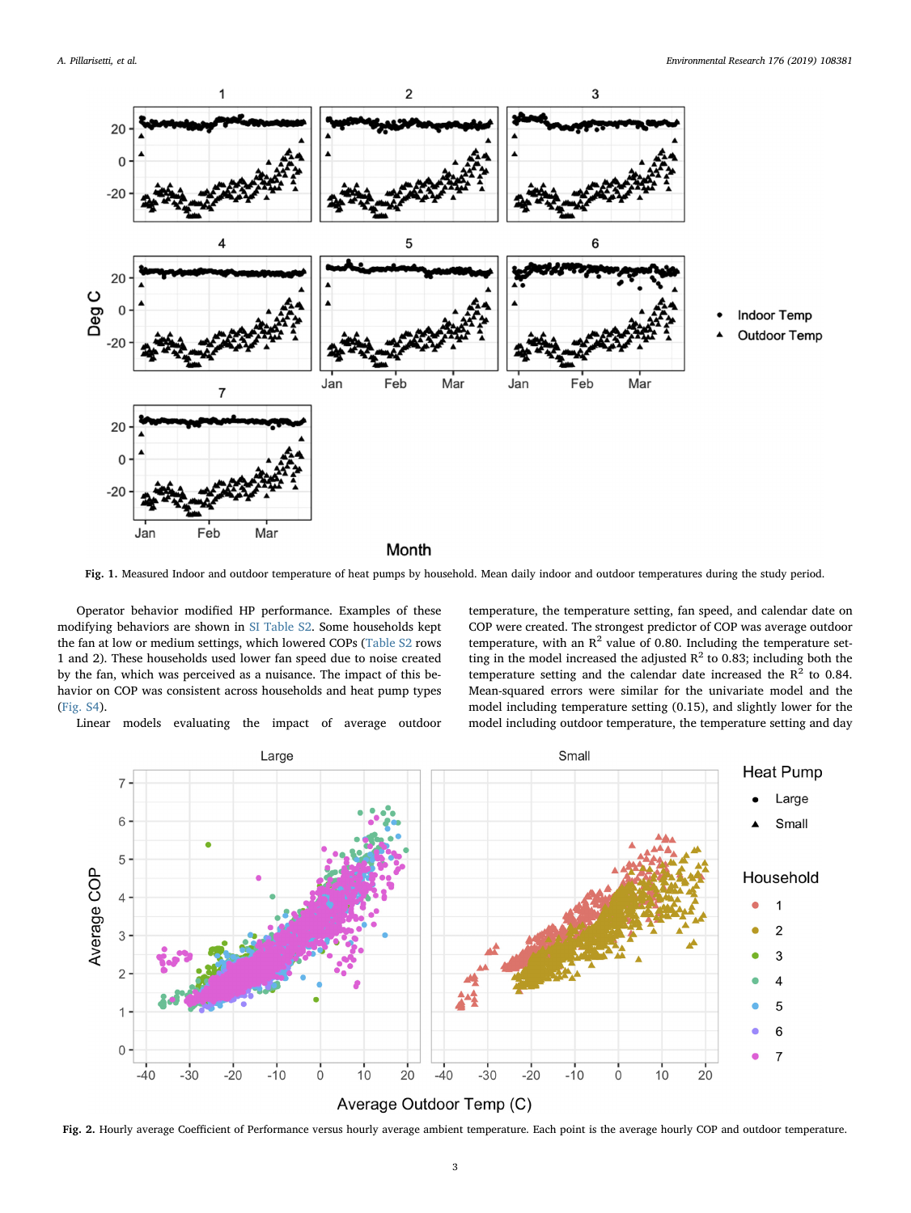Fig. 1. Measured Indoor and outdoor temperature of heat pumps by household. Mean daily indoor and outdoor temperatures during the study period.

Operator behavior modified HP performance. Examples of these modifying behaviors are shown in SI Table S2. Some households kept the fan at low or medium settings, which lowered COPs (Table S2 rows 1 and 2). These households used lower fan speed due to noise created by the fan, which was perceived as a nuisance. The impact of this behavior on COP was consistent across households and heat pump types (Fig. S4).

Linear models evaluating the impact of average outdoor temperature, the temperature setting, fan speed, and calendar date on COP were created. The strongest predictor of COP was average outdoor temperature, with an $R^2$ value of 0.80. Including the temperature setting in the model increased the adjusted $R^2$ to 0.83; including both the temperature setting and the calendar date increased the $R^2$ to 0.84. Mean-squared errors were similar for the univariate model and the model including temperature setting (0.15), and slightly lower for the model including outdoor temperature, the temperature setting and day

Fig. 2. Hourly average Coefficient of Performance versus hourly average ambient temperature. Each point is the average hourly COP and outdoor temperature.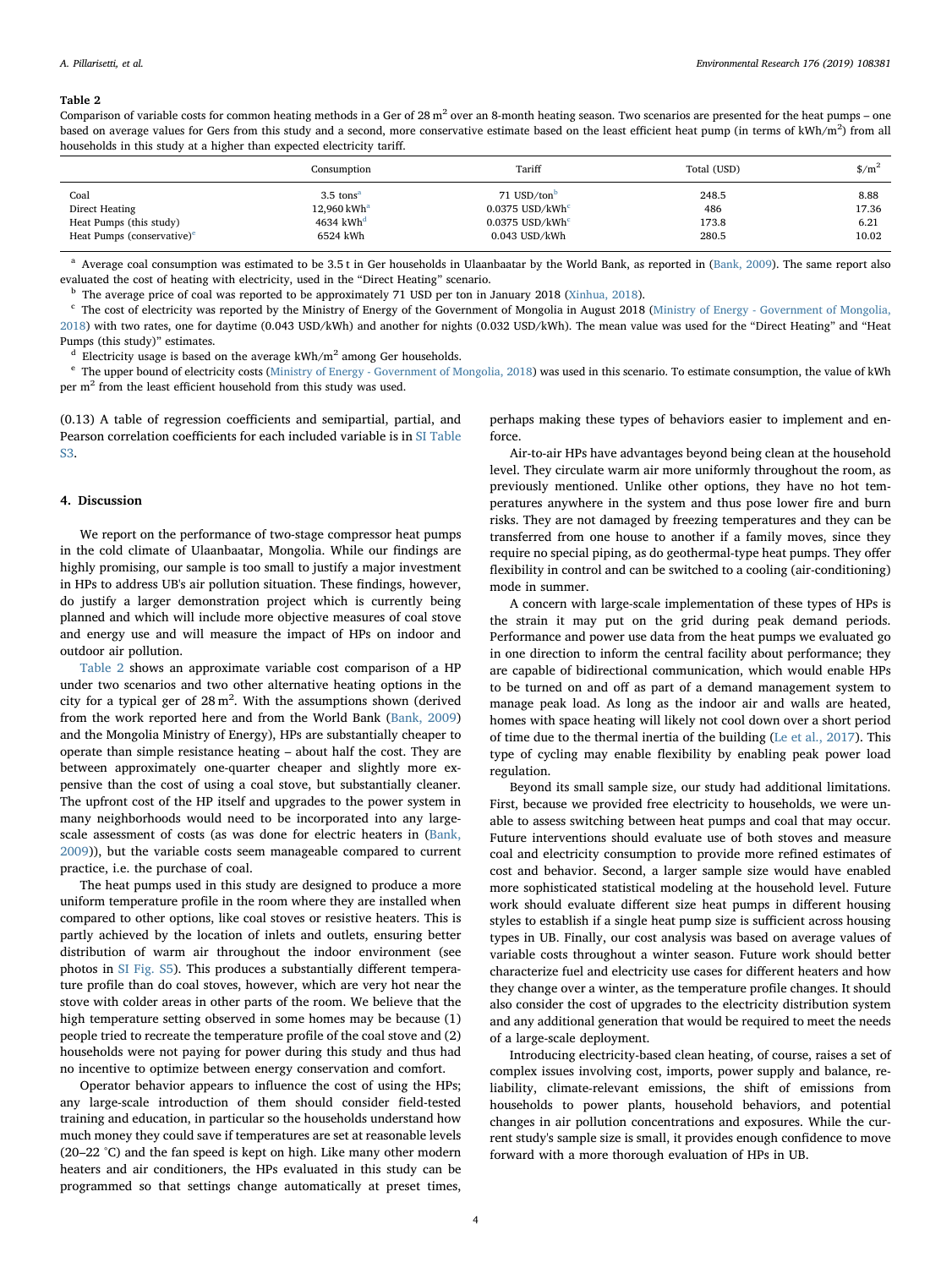**Table 2**

Comparison of variable costs for common heating methods in a Ger of 28 $m^2$ over an 8-month heating season. Two scenarios are presented for the heat pumps – one based on average values for Gers from this study and a second, more conservative estimate based on the least efficient heat pump (in terms of $kWh/m^2$) from all households in this study at a higher than expected electricity tariff.

| | Consumption | Tariff | Total (USD) | $\$/m^2$ |
|---|---|---|---|---|
| Coal | 3.5 tons[a] | 71 USD/ton[b] | 248.5 | 8.88 |
| Direct Heating | 12,960 kWh[a] | 0.0375 USD/kWh[c] | 486 | 17.36 |
| Heat Pumps (this study) | 4634 kWh[d] | 0.0375 USD/kWh[c] | 173.8 | 6.21 |
| Heat Pumps (conservative)[e] | 6524 kWh | 0.043 USD/kWh | 280.5 | 10.02 |

[a] Average coal consumption was estimated to be 3.5 t in Ger households in Ulaanbaatar by the World Bank, as reported in (Bank, 2009). The same report also evaluated the cost of heating with electricity, used in the "Direct Heating" scenario.

[b] The average price of coal was reported to be approximately 71 USD per ton in January 2018 (Xinhua, 2018).

[c] The cost of electricity was reported by the Ministry of Energy of the Government of Mongolia in August 2018 (Ministry of Energy - Government of Mongolia, 2018) with two rates, one for daytime (0.043 USD/kWh) and another for nights (0.032 USD/kWh). The mean value was used for the "Direct Heating" and "Heat Pumps (this study)" estimates.

[d] Electricity usage is based on the average $kWh/m^2$ among Ger households.

[e] The upper bound of electricity costs (Ministry of Energy - Government of Mongolia, 2018) was used in this scenario. To estimate consumption, the value of kWh per $m^2$ from the least efficient household from this study was used.

(0.13) A table of regression coefficients and semipartial, partial, and Pearson correlation coefficients for each included variable is in SI Table S3.

## 4. Discussion

We report on the performance of two-stage compressor heat pumps in the cold climate of Ulaanbaatar, Mongolia. While our findings are highly promising, our sample is too small to justify a major investment in HPs to address UB's air pollution situation. These findings, however, do justify a larger demonstration project which is currently being planned and which will include more objective measures of coal stove and energy use and will measure the impact of HPs on indoor and outdoor air pollution.

Table 2 shows an approximate variable cost comparison of a HP under two scenarios and two other alternative heating options in the city for a typical ger of 28 $m^2$. With the assumptions shown (derived from the work reported here and from the World Bank (Bank, 2009) and the Mongolia Ministry of Energy), HPs are substantially cheaper to operate than simple resistance heating – about half the cost. They are between approximately one-quarter cheaper and slightly more expensive than the cost of using a coal stove, but substantially cleaner. The upfront cost of the HP itself and upgrades to the power system in many neighborhoods would need to be incorporated into any large-scale assessment of costs (as was done for electric heaters in (Bank, 2009)), but the variable costs seem manageable compared to current practice, i.e. the purchase of coal.

The heat pumps used in this study are designed to produce a more uniform temperature profile in the room where they are installed when compared to other options, like coal stoves or resistive heaters. This is partly achieved by the location of inlets and outlets, ensuring better distribution of warm air throughout the indoor environment (see photos in SI Fig. S5). This produces a substantially different temperature profile than do coal stoves, however, which are very hot near the stove with colder areas in other parts of the room. We believe that the high temperature setting observed in some homes may be because (1) people tried to recreate the temperature profile of the coal stove and (2) households were not paying for power during this study and thus had no incentive to optimize between energy conservation and comfort.

Operator behavior appears to influence the cost of using the HPs; any large-scale introduction of them should consider field-tested training and education, in particular so the households understand how much money they could save if temperatures are set at reasonable levels (20–22 °C) and the fan speed is kept on high. Like many other modern heaters and air conditioners, the HPs evaluated in this study can be programmed so that settings change automatically at preset times, perhaps making these types of behaviors easier to implement and enforce.

Air-to-air HPs have advantages beyond being clean at the household level. They circulate warm air more uniformly throughout the room, as previously mentioned. Unlike other options, they have no hot temperatures anywhere in the system and thus pose lower fire and burn risks. They are not damaged by freezing temperatures and they can be transferred from one house to another if a family moves, since they require no special piping, as do geothermal-type heat pumps. They offer flexibility in control and can be switched to a cooling (air-conditioning) mode in summer.

A concern with large-scale implementation of these types of HPs is the strain it may put on the grid during peak demand periods. Performance and power use data from the heat pumps we evaluated go in one direction to inform the central facility about performance; they are capable of bidirectional communication, which would enable HPs to be turned on and off as part of a demand management system to manage peak load. As long as the indoor air and walls are heated, homes with space heating will likely not cool down over a short period of time due to the thermal inertia of the building (Le et al., 2017). This type of cycling may enable flexibility by enabling peak power load regulation.

Beyond its small sample size, our study had additional limitations. First, because we provided free electricity to households, we were unable to assess switching between heat pumps and coal that may occur. Future interventions should evaluate use of both stoves and measure coal and electricity consumption to provide more refined estimates of cost and behavior. Second, a larger sample size would have enabled more sophisticated statistical modeling at the household level. Future work should evaluate different size heat pumps in different housing styles to establish if a single heat pump size is sufficient across housing types in UB. Finally, our cost analysis was based on average values of variable costs throughout a winter season. Future work should better characterize fuel and electricity use cases for different heaters and how they change over a winter, as the temperature profile changes. It should also consider the cost of upgrades to the electricity distribution system and any additional generation that would be required to meet the needs of a large-scale deployment.

Introducing electricity-based clean heating, of course, raises a set of complex issues involving cost, imports, power supply and balance, reliability, climate-relevant emissions, the shift of emissions from households to power plants, household behaviors, and potential changes in air pollution concentrations and exposures. While the current study's sample size is small, it provides enough confidence to move forward with a more thorough evaluation of HPs in UB.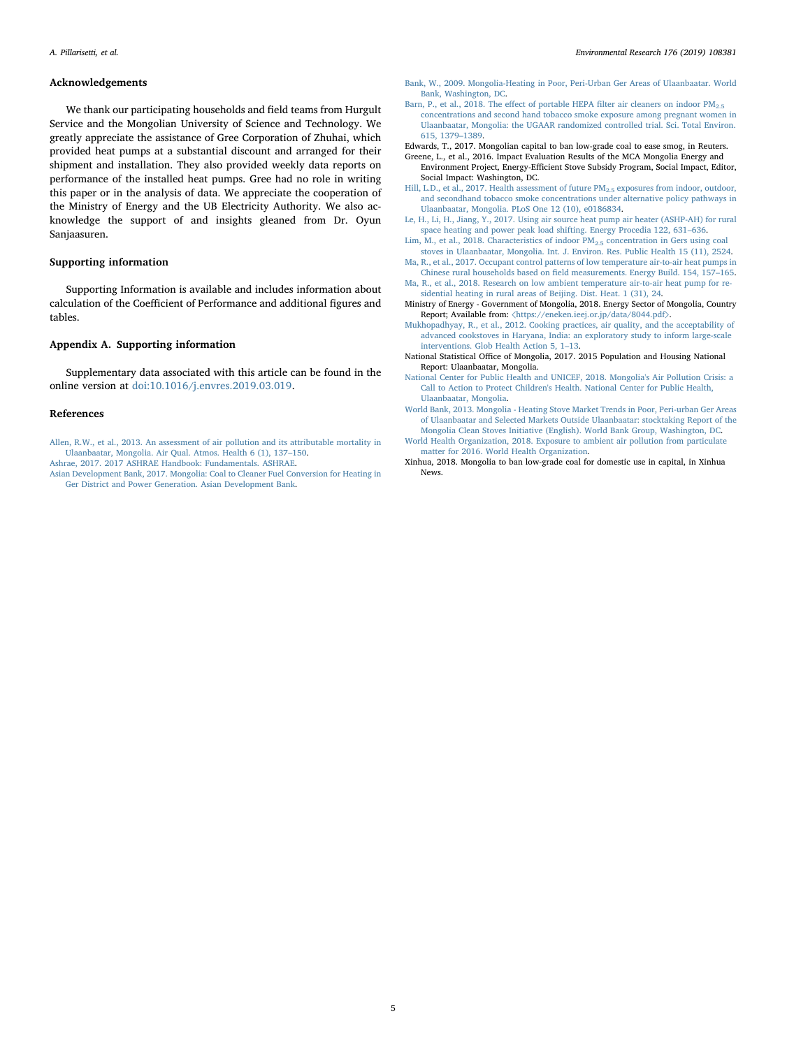## Acknowledgements

We thank our participating households and field teams from Hurgult Service and the Mongolian University of Science and Technology. We greatly appreciate the assistance of Gree Corporation of Zhuhai, which provided heat pumps at a substantial discount and arranged for their shipment and installation. They also provided weekly data reports on performance of the installed heat pumps. Gree had no role in writing this paper or in the analysis of data. We appreciate the cooperation of the Ministry of Energy and the UB Electricity Authority. We also acknowledge the support of and insights gleaned from Dr. Oyun Sanjaasuren.

## Supporting information

Supporting Information is available and includes information about calculation of the Coefficient of Performance and additional figures and tables.

## Appendix A. Supporting information

Supplementary data associated with this article can be found in the online version at doi:10.1016/j.envres.2019.03.019.

## References

Allen, R.W., et al., 2013. An assessment of air pollution and its attributable mortality in Ulaanbaatar, Mongolia. Air Qual. Atmos. Health 6 (1), 137–150.

Ashrae, 2017. 2017 ASHRAE Handbook: Fundamentals. ASHRAE.

Asian Development Bank, 2017. Mongolia: Coal to Cleaner Fuel Conversion for Heating in Ger District and Power Generation. Asian Development Bank.

Bank, W., 2009. Mongolia-Heating in Poor, Peri-Urban Ger Areas of Ulaanbaatar. World Bank, Washington, DC.

Barn, P., et al., 2018. The effect of portable HEPA filter air cleaners on indoor $PM_{2.5}$ concentrations and second hand tobacco smoke exposure among pregnant women in Ulaanbaatar, Mongolia: the UGAAR randomized controlled trial. Sci. Total Environ. 615, 1379–1389.

Edwards, T., 2017. Mongolian capital to ban low-grade coal to ease smog, in Reuters.

Greene, L., et al., 2016. Impact Evaluation Results of the MCA Mongolia Energy and Environment Project, Energy-Efficient Stove Subsidy Program, Social Impact, Editor, Social Impact: Washington, DC.

Hill, L.D., et al., 2017. Health assessment of future $PM_{2.5}$ exposures from indoor, outdoor, and secondhand tobacco smoke concentrations under alternative policy pathways in Ulaanbaatar, Mongolia. PLoS One 12 (10), e0186834.

Le, H., Li, H., Jiang, Y., 2017. Using air source heat pump air heater (ASHP-AH) for rural space heating and power peak load shifting. Energy Procedia 122, 631–636.

Lim, M., et al., 2018. Characteristics of indoor $PM_{2.5}$ concentration in Gers using coal stoves in Ulaanbaatar, Mongolia. Int. J. Environ. Res. Public Health 15 (11), 2524.

Ma, R., et al., 2017. Occupant control patterns of low temperature air-to-air heat pumps in Chinese rural households based on field measurements. Energy Build. 154, 157–165.

Ma, R., et al., 2018. Research on low ambient temperature air-to-air heat pump for residential heating in rural areas of Beijing. Dist. Heat. 1 (31), 24.

Ministry of Energy - Government of Mongolia, 2018. Energy Sector of Mongolia, Country Report; Available from: ⟨https://eneken.ieej.or.jp/data/8044.pdf⟩.

Mukhopadhyay, R., et al., 2012. Cooking practices, air quality, and the acceptability of advanced cookstoves in Haryana, India: an exploratory study to inform large-scale interventions. Glob Health Action 5, 1–13.

National Statistical Office of Mongolia, 2017. 2015 Population and Housing National Report: Ulaanbaatar, Mongolia.

National Center for Public Health and UNICEF, 2018. Mongolia's Air Pollution Crisis: a Call to Action to Protect Children's Health. National Center for Public Health, Ulaanbaatar, Mongolia.

World Bank, 2013. Mongolia - Heating Stove Market Trends in Poor, Peri-urban Ger Areas of Ulaanbaatar and Selected Markets Outside Ulaanbaatar: stocktaking Report of the Mongolia Clean Stoves Initiative (English). World Bank Group, Washington, DC.

World Health Organization, 2018. Exposure to ambient air pollution from particulate matter for 2016. World Health Organization.

Xinhua, 2018. Mongolia to ban low-grade coal for domestic use in capital, in Xinhua News.